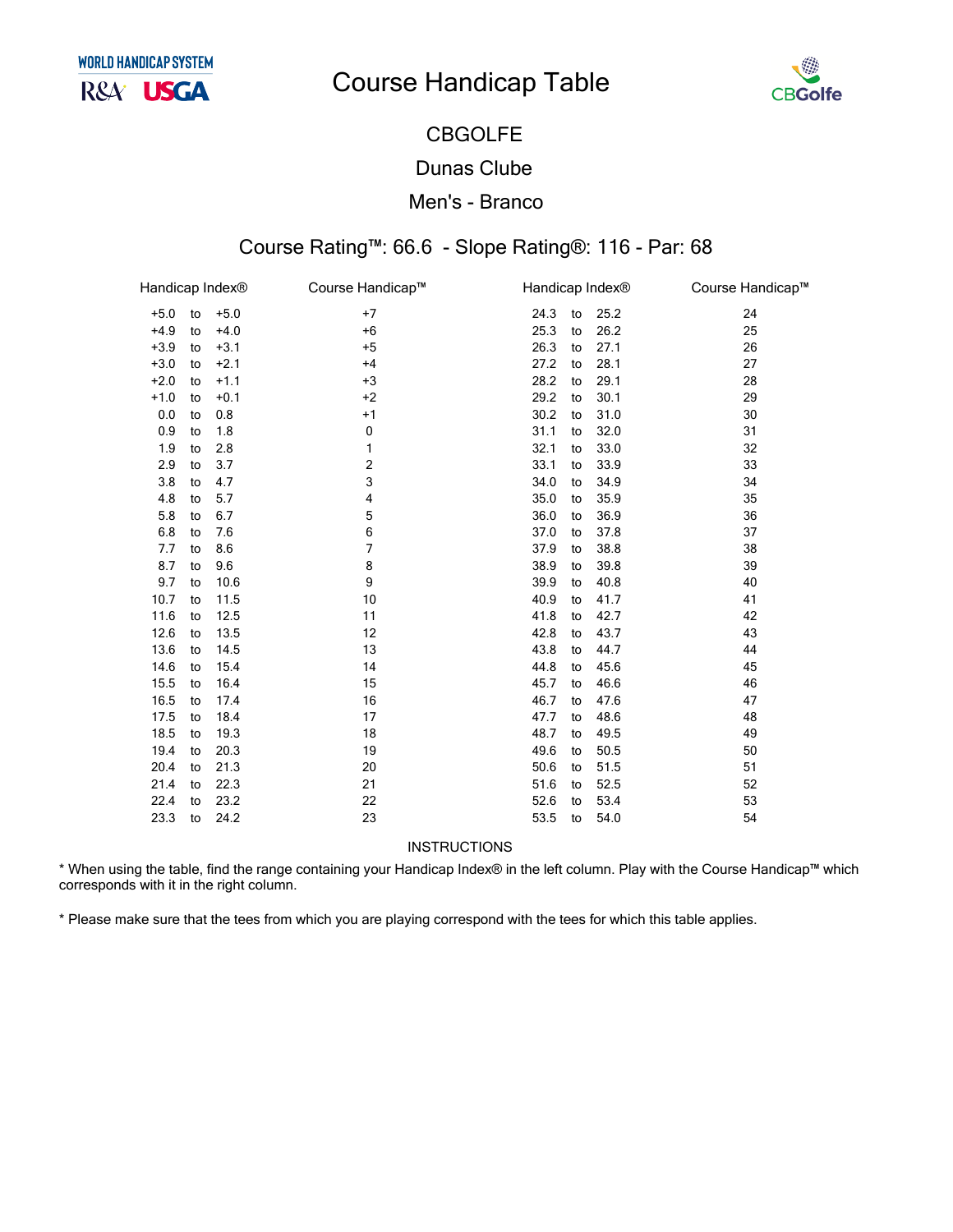WORLD HANDICAP SYSTEM

R&A USGA

# Course Handicap Table

CBGolfe

## CBGOLFE

## Dunas Clube

## Men's - Branco

### Course Rating™: 66.6 - Slope Rating®: 116 - Par: 68

| Handicap Index® | Course Handicap™ | Handicap Index® | Course Handicap™ |
|---|---|---|---|
| +5.0 to +5.0 | +7 | 24.3 to 25.2 | 24 |
| +4.9 to +4.0 | +6 | 25.3 to 26.2 | 25 |
| +3.9 to +3.1 | +5 | 26.3 to 27.1 | 26 |
| +3.0 to +2.1 | +4 | 27.2 to 28.1 | 27 |
| +2.0 to +1.1 | +3 | 28.2 to 29.1 | 28 |
| +1.0 to +0.1 | +2 | 29.2 to 30.1 | 29 |
| 0.0 to 0.8 | +1 | 30.2 to 31.0 | 30 |
| 0.9 to 1.8 | 0 | 31.1 to 32.0 | 31 |
| 1.9 to 2.8 | 1 | 32.1 to 33.0 | 32 |
| 2.9 to 3.7 | 2 | 33.1 to 33.9 | 33 |
| 3.8 to 4.7 | 3 | 34.0 to 34.9 | 34 |
| 4.8 to 5.7 | 4 | 35.0 to 35.9 | 35 |
| 5.8 to 6.7 | 5 | 36.0 to 36.9 | 36 |
| 6.8 to 7.6 | 6 | 37.0 to 37.8 | 37 |
| 7.7 to 8.6 | 7 | 37.9 to 38.8 | 38 |
| 8.7 to 9.6 | 8 | 38.9 to 39.8 | 39 |
| 9.7 to 10.6 | 9 | 39.9 to 40.8 | 40 |
| 10.7 to 11.5 | 10 | 40.9 to 41.7 | 41 |
| 11.6 to 12.5 | 11 | 41.8 to 42.7 | 42 |
| 12.6 to 13.5 | 12 | 42.8 to 43.7 | 43 |
| 13.6 to 14.5 | 13 | 43.8 to 44.7 | 44 |
| 14.6 to 15.4 | 14 | 44.8 to 45.6 | 45 |
| 15.5 to 16.4 | 15 | 45.7 to 46.6 | 46 |
| 16.5 to 17.4 | 16 | 46.7 to 47.6 | 47 |
| 17.5 to 18.4 | 17 | 47.7 to 48.6 | 48 |
| 18.5 to 19.3 | 18 | 48.7 to 49.5 | 49 |
| 19.4 to 20.3 | 19 | 49.6 to 50.5 | 50 |
| 20.4 to 21.3 | 20 | 50.6 to 51.5 | 51 |
| 21.4 to 22.3 | 21 | 51.6 to 52.5 | 52 |
| 22.4 to 23.2 | 22 | 52.6 to 53.4 | 53 |
| 23.3 to 24.2 | 23 | 53.5 to 54.0 | 54 |

INSTRUCTIONS

* When using the table, find the range containing your Handicap Index® in the left column. Play with the Course Handicap™ which corresponds with it in the right column.

* Please make sure that the tees from which you are playing correspond with the tees for which this table applies.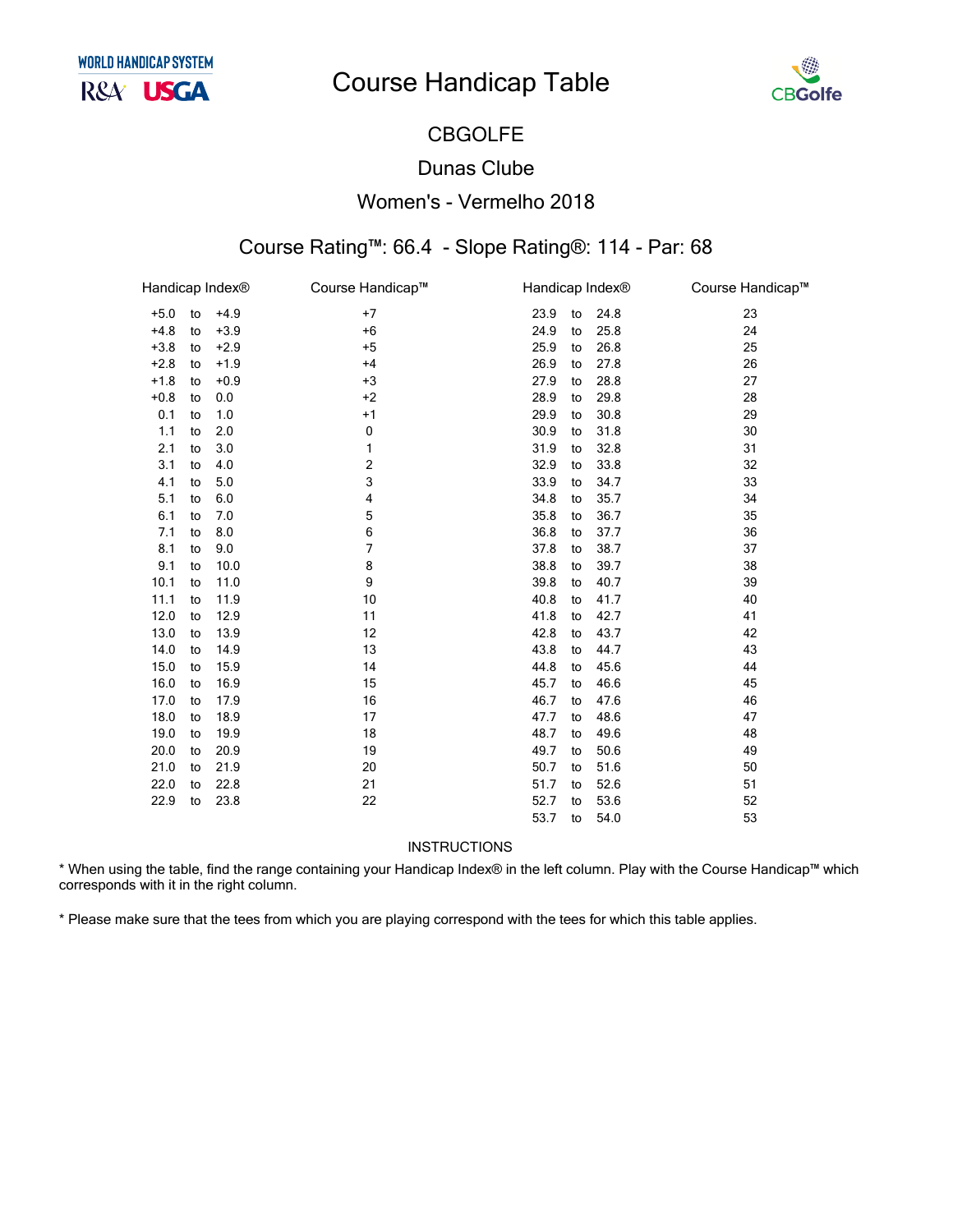# Course Handicap Table

## CBGOLFE

### Dunas Clube

### Women's - Vermelho 2018

### Course Rating™: 66.4 - Slope Rating®: 114 - Par: 68

| Handicap Index® | Course Handicap™ | Handicap Index® | Course Handicap™ |
|---|---|---|---|
| +5.0 to +4.9 | +7 | 23.9 to 24.8 | 23 |
| +4.8 to +3.9 | +6 | 24.9 to 25.8 | 24 |
| +3.8 to +2.9 | +5 | 25.9 to 26.8 | 25 |
| +2.8 to +1.9 | +4 | 26.9 to 27.8 | 26 |
| +1.8 to +0.9 | +3 | 27.9 to 28.8 | 27 |
| +0.8 to 0.0 | +2 | 28.9 to 29.8 | 28 |
| 0.1 to 1.0 | +1 | 29.9 to 30.8 | 29 |
| 1.1 to 2.0 | 0 | 30.9 to 31.8 | 30 |
| 2.1 to 3.0 | 1 | 31.9 to 32.8 | 31 |
| 3.1 to 4.0 | 2 | 32.9 to 33.8 | 32 |
| 4.1 to 5.0 | 3 | 33.9 to 34.7 | 33 |
| 5.1 to 6.0 | 4 | 34.8 to 35.7 | 34 |
| 6.1 to 7.0 | 5 | 35.8 to 36.7 | 35 |
| 7.1 to 8.0 | 6 | 36.8 to 37.7 | 36 |
| 8.1 to 9.0 | 7 | 37.8 to 38.7 | 37 |
| 9.1 to 10.0 | 8 | 38.8 to 39.7 | 38 |
| 10.1 to 11.0 | 9 | 39.8 to 40.7 | 39 |
| 11.1 to 11.9 | 10 | 40.8 to 41.7 | 40 |
| 12.0 to 12.9 | 11 | 41.8 to 42.7 | 41 |
| 13.0 to 13.9 | 12 | 42.8 to 43.7 | 42 |
| 14.0 to 14.9 | 13 | 43.8 to 44.7 | 43 |
| 15.0 to 15.9 | 14 | 44.8 to 45.6 | 44 |
| 16.0 to 16.9 | 15 | 45.7 to 46.6 | 45 |
| 17.0 to 17.9 | 16 | 46.7 to 47.6 | 46 |
| 18.0 to 18.9 | 17 | 47.7 to 48.6 | 47 |
| 19.0 to 19.9 | 18 | 48.7 to 49.6 | 48 |
| 20.0 to 20.9 | 19 | 49.7 to 50.6 | 49 |
| 21.0 to 21.9 | 20 | 50.7 to 51.6 | 50 |
| 22.0 to 22.8 | 21 | 51.7 to 52.6 | 51 |
| 22.9 to 23.8 | 22 | 52.7 to 53.6 | 52 |
| | | 53.7 to 54.0 | 53 |

INSTRUCTIONS

* When using the table, find the range containing your Handicap Index® in the left column. Play with the Course Handicap™ which corresponds with it in the right column.

* Please make sure that the tees from which you are playing correspond with the tees for which this table applies.